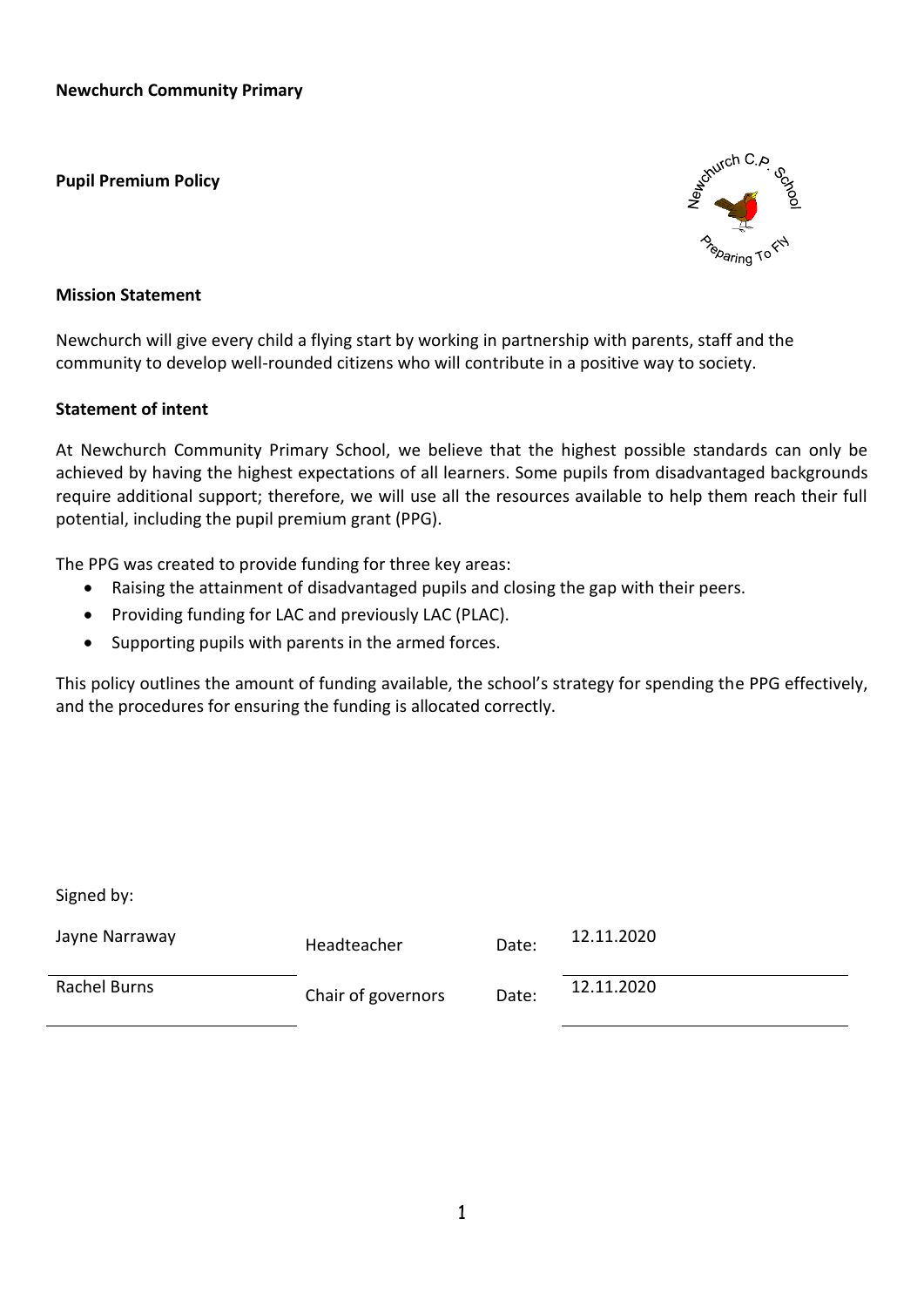**Newchurch Community Primary**

**Pupil Premium Policy**

**Mission Statement**

Newchurch will give every child a flying start by working in partnership with parents, staff and the community to develop well-rounded citizens who will contribute in a positive way to society.

**Statement of intent**

At Newchurch Community Primary School, we believe that the highest possible standards can only be achieved by having the highest expectations of all learners. Some pupils from disadvantaged backgrounds require additional support; therefore, we will use all the resources available to help them reach their full potential, including the pupil premium grant (PPG).

The PPG was created to provide funding for three key areas:

- Raising the attainment of disadvantaged pupils and closing the gap with their peers.
- Providing funding for LAC and previously LAC (PLAC).
- Supporting pupils with parents in the armed forces.

This policy outlines the amount of funding available, the school's strategy for spending the PPG effectively, and the procedures for ensuring the funding is allocated correctly.

Signed by:

| | | | |
|---|---|---|---|
| Jayne Narraway | Headteacher | Date: | 12.11.2020 |
| Rachel Burns | Chair of governors | Date: | 12.11.2020 |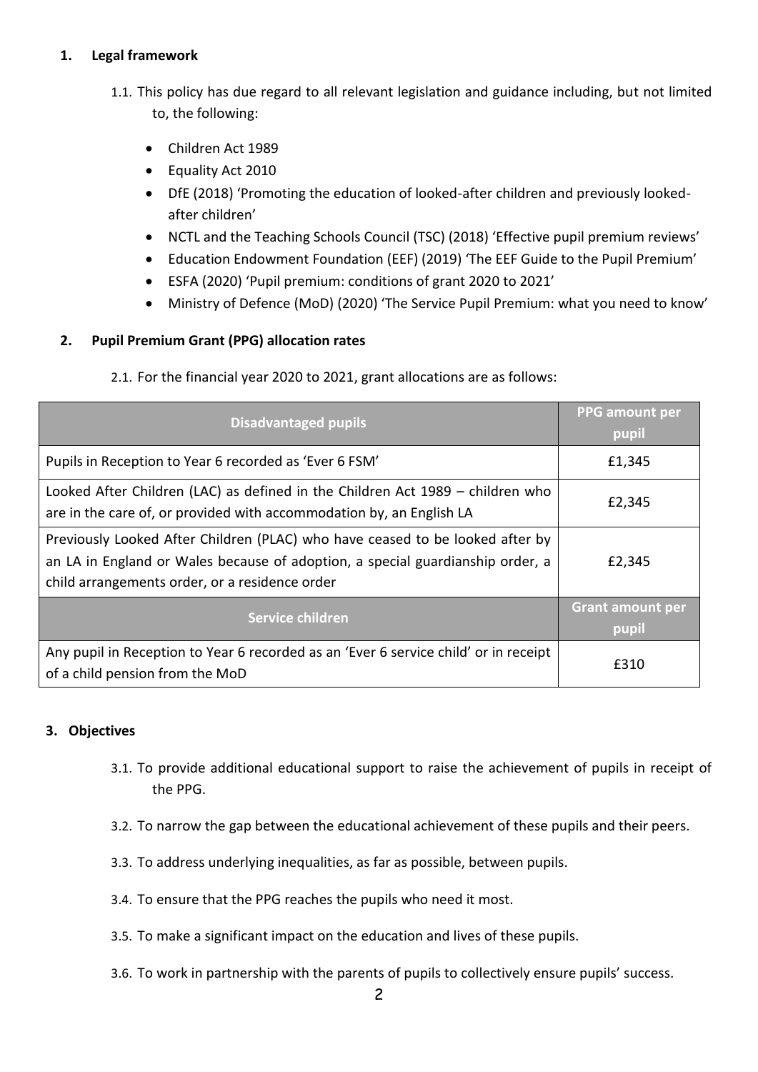## 1. Legal framework

1.1. This policy has due regard to all relevant legislation and guidance including, but not limited to, the following:

- Children Act 1989
- Equality Act 2010
- DfE (2018) 'Promoting the education of looked-after children and previously looked-after children'
- NCTL and the Teaching Schools Council (TSC) (2018) 'Effective pupil premium reviews'
- Education Endowment Foundation (EEF) (2019) 'The EEF Guide to the Pupil Premium'
- ESFA (2020) 'Pupil premium: conditions of grant 2020 to 2021'
- Ministry of Defence (MoD) (2020) 'The Service Pupil Premium: what you need to know'

## 2. Pupil Premium Grant (PPG) allocation rates

2.1. For the financial year 2020 to 2021, grant allocations are as follows:

| Disadvantaged pupils | PPG amount per pupil |
|---|---|
| Pupils in Reception to Year 6 recorded as 'Ever 6 FSM' | £1,345 |
| Looked After Children (LAC) as defined in the Children Act 1989 – children who are in the care of, or provided with accommodation by, an English LA | £2,345 |
| Previously Looked After Children (PLAC) who have ceased to be looked after by an LA in England or Wales because of adoption, a special guardianship order, a child arrangements order, or a residence order | £2,345 |
| **Service children** | **Grant amount per pupil** |
| Any pupil in Reception to Year 6 recorded as an 'Ever 6 service child' or in receipt of a child pension from the MoD | £310 |

## 3. Objectives

3.1. To provide additional educational support to raise the achievement of pupils in receipt of the PPG.

3.2. To narrow the gap between the educational achievement of these pupils and their peers.

3.3. To address underlying inequalities, as far as possible, between pupils.

3.4. To ensure that the PPG reaches the pupils who need it most.

3.5. To make a significant impact on the education and lives of these pupils.

3.6. To work in partnership with the parents of pupils to collectively ensure pupils' success.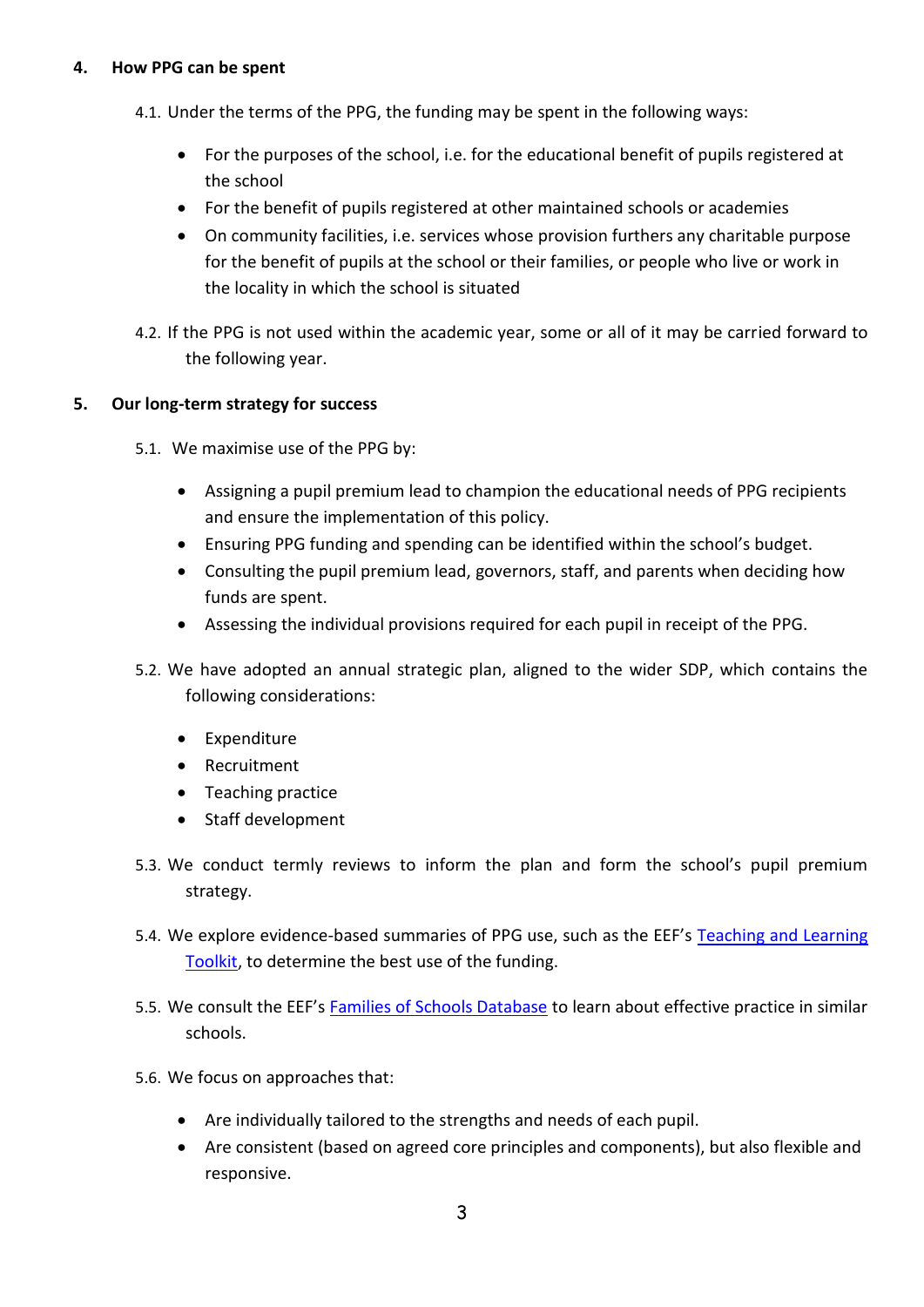## 4. How PPG can be spent

4.1. Under the terms of the PPG, the funding may be spent in the following ways:

- For the purposes of the school, i.e. for the educational benefit of pupils registered at the school
- For the benefit of pupils registered at other maintained schools or academies
- On community facilities, i.e. services whose provision furthers any charitable purpose for the benefit of pupils at the school or their families, or people who live or work in the locality in which the school is situated

4.2. If the PPG is not used within the academic year, some or all of it may be carried forward to the following year.

## 5. Our long-term strategy for success

5.1. We maximise use of the PPG by:

- Assigning a pupil premium lead to champion the educational needs of PPG recipients and ensure the implementation of this policy.
- Ensuring PPG funding and spending can be identified within the school's budget.
- Consulting the pupil premium lead, governors, staff, and parents when deciding how funds are spent.
- Assessing the individual provisions required for each pupil in receipt of the PPG.

5.2. We have adopted an annual strategic plan, aligned to the wider SDP, which contains the following considerations:

- Expenditure
- Recruitment
- Teaching practice
- Staff development

5.3. We conduct termly reviews to inform the plan and form the school's pupil premium strategy.

5.4. We explore evidence-based summaries of PPG use, such as the EEF's Teaching and Learning Toolkit, to determine the best use of the funding.

5.5. We consult the EEF's Families of Schools Database to learn about effective practice in similar schools.

5.6. We focus on approaches that:

- Are individually tailored to the strengths and needs of each pupil.
- Are consistent (based on agreed core principles and components), but also flexible and responsive.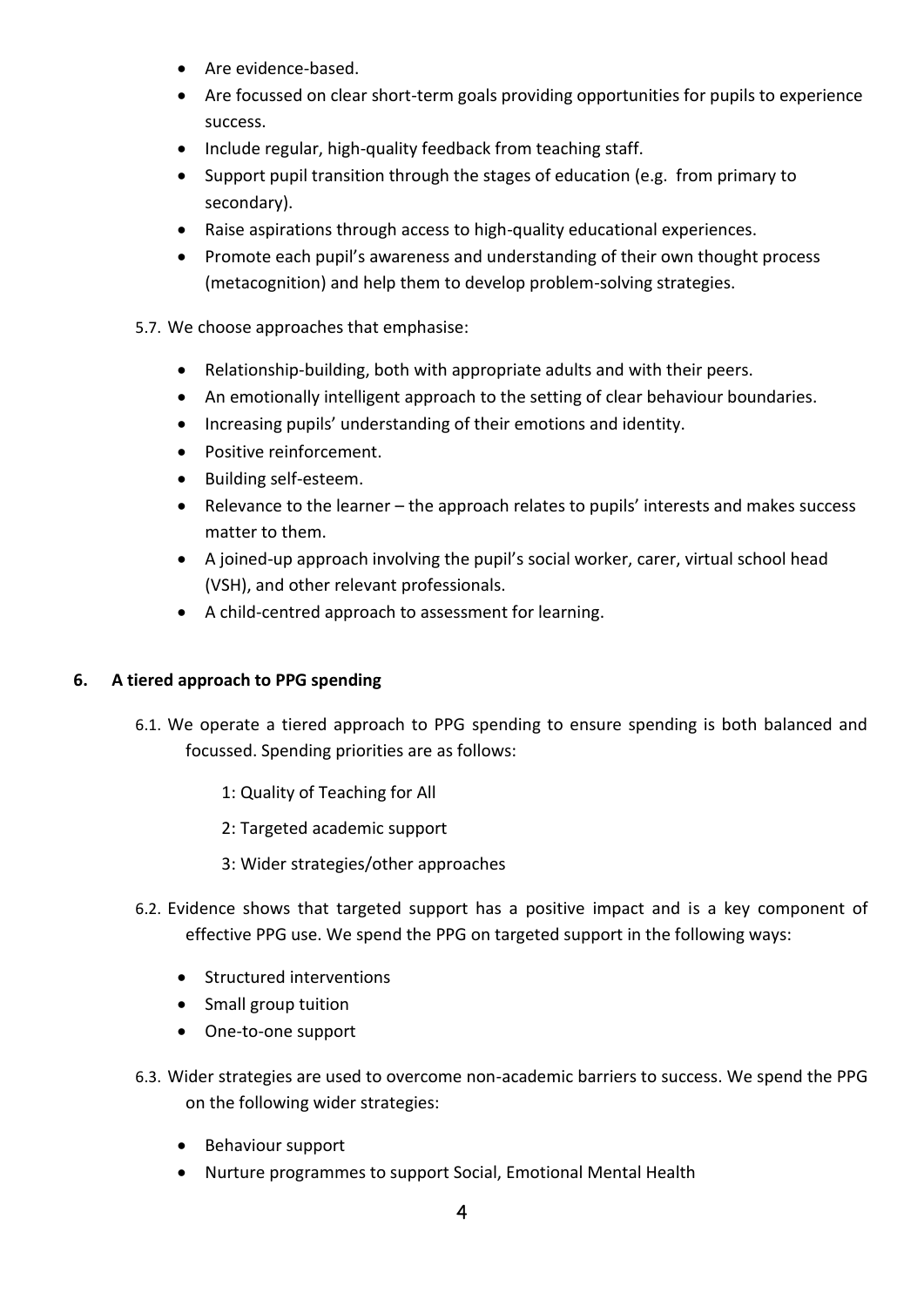- Are evidence-based.
- Are focussed on clear short-term goals providing opportunities for pupils to experience success.
- Include regular, high-quality feedback from teaching staff.
- Support pupil transition through the stages of education (e.g. from primary to secondary).
- Raise aspirations through access to high-quality educational experiences.
- Promote each pupil's awareness and understanding of their own thought process (metacognition) and help them to develop problem-solving strategies.

5.7. We choose approaches that emphasise:

- Relationship-building, both with appropriate adults and with their peers.
- An emotionally intelligent approach to the setting of clear behaviour boundaries.
- Increasing pupils' understanding of their emotions and identity.
- Positive reinforcement.
- Building self-esteem.
- Relevance to the learner – the approach relates to pupils' interests and makes success matter to them.
- A joined-up approach involving the pupil's social worker, carer, virtual school head (VSH), and other relevant professionals.
- A child-centred approach to assessment for learning.

## 6. A tiered approach to PPG spending

6.1. We operate a tiered approach to PPG spending to ensure spending is both balanced and focussed. Spending priorities are as follows:

1: Quality of Teaching for All

2: Targeted academic support

3: Wider strategies/other approaches

6.2. Evidence shows that targeted support has a positive impact and is a key component of effective PPG use. We spend the PPG on targeted support in the following ways:

- Structured interventions
- Small group tuition
- One-to-one support

6.3. Wider strategies are used to overcome non-academic barriers to success. We spend the PPG on the following wider strategies:

- Behaviour support
- Nurture programmes to support Social, Emotional Mental Health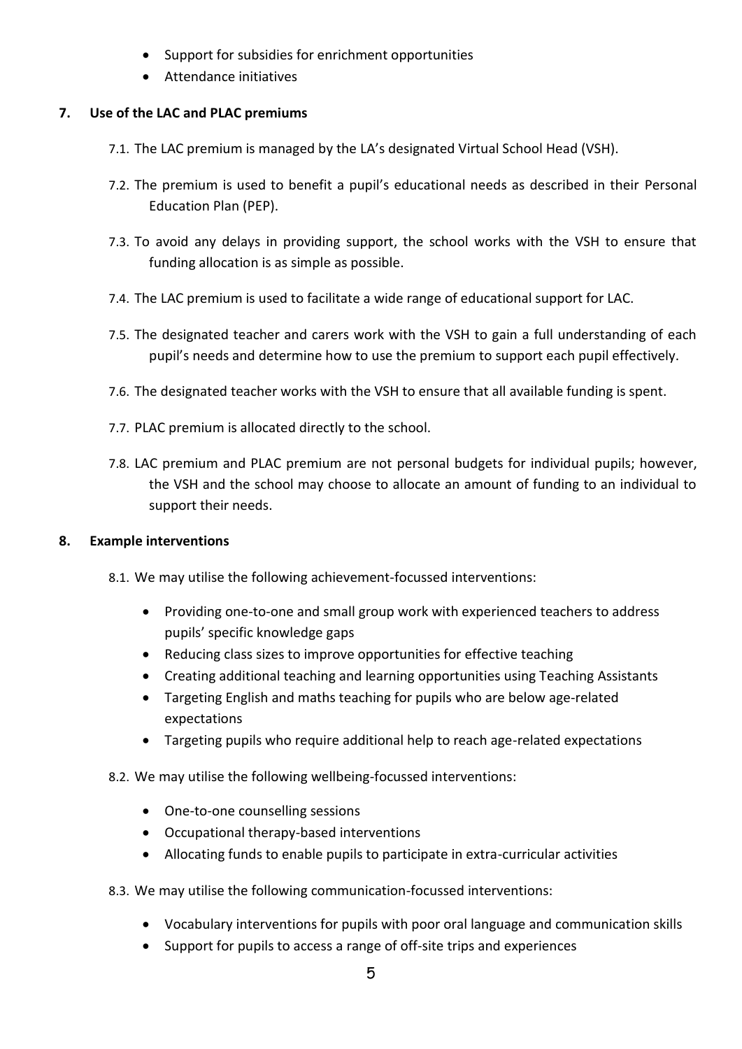- Support for subsidies for enrichment opportunities
- Attendance initiatives

## 7. Use of the LAC and PLAC premiums

7.1. The LAC premium is managed by the LA's designated Virtual School Head (VSH).

7.2. The premium is used to benefit a pupil's educational needs as described in their Personal Education Plan (PEP).

7.3. To avoid any delays in providing support, the school works with the VSH to ensure that funding allocation is as simple as possible.

7.4. The LAC premium is used to facilitate a wide range of educational support for LAC.

7.5. The designated teacher and carers work with the VSH to gain a full understanding of each pupil's needs and determine how to use the premium to support each pupil effectively.

7.6. The designated teacher works with the VSH to ensure that all available funding is spent.

7.7. PLAC premium is allocated directly to the school.

7.8. LAC premium and PLAC premium are not personal budgets for individual pupils; however, the VSH and the school may choose to allocate an amount of funding to an individual to support their needs.

## 8. Example interventions

8.1. We may utilise the following achievement-focussed interventions:

- Providing one-to-one and small group work with experienced teachers to address pupils' specific knowledge gaps
- Reducing class sizes to improve opportunities for effective teaching
- Creating additional teaching and learning opportunities using Teaching Assistants
- Targeting English and maths teaching for pupils who are below age-related expectations
- Targeting pupils who require additional help to reach age-related expectations

8.2. We may utilise the following wellbeing-focussed interventions:

- One-to-one counselling sessions
- Occupational therapy-based interventions
- Allocating funds to enable pupils to participate in extra-curricular activities

8.3. We may utilise the following communication-focussed interventions:

- Vocabulary interventions for pupils with poor oral language and communication skills
- Support for pupils to access a range of off-site trips and experiences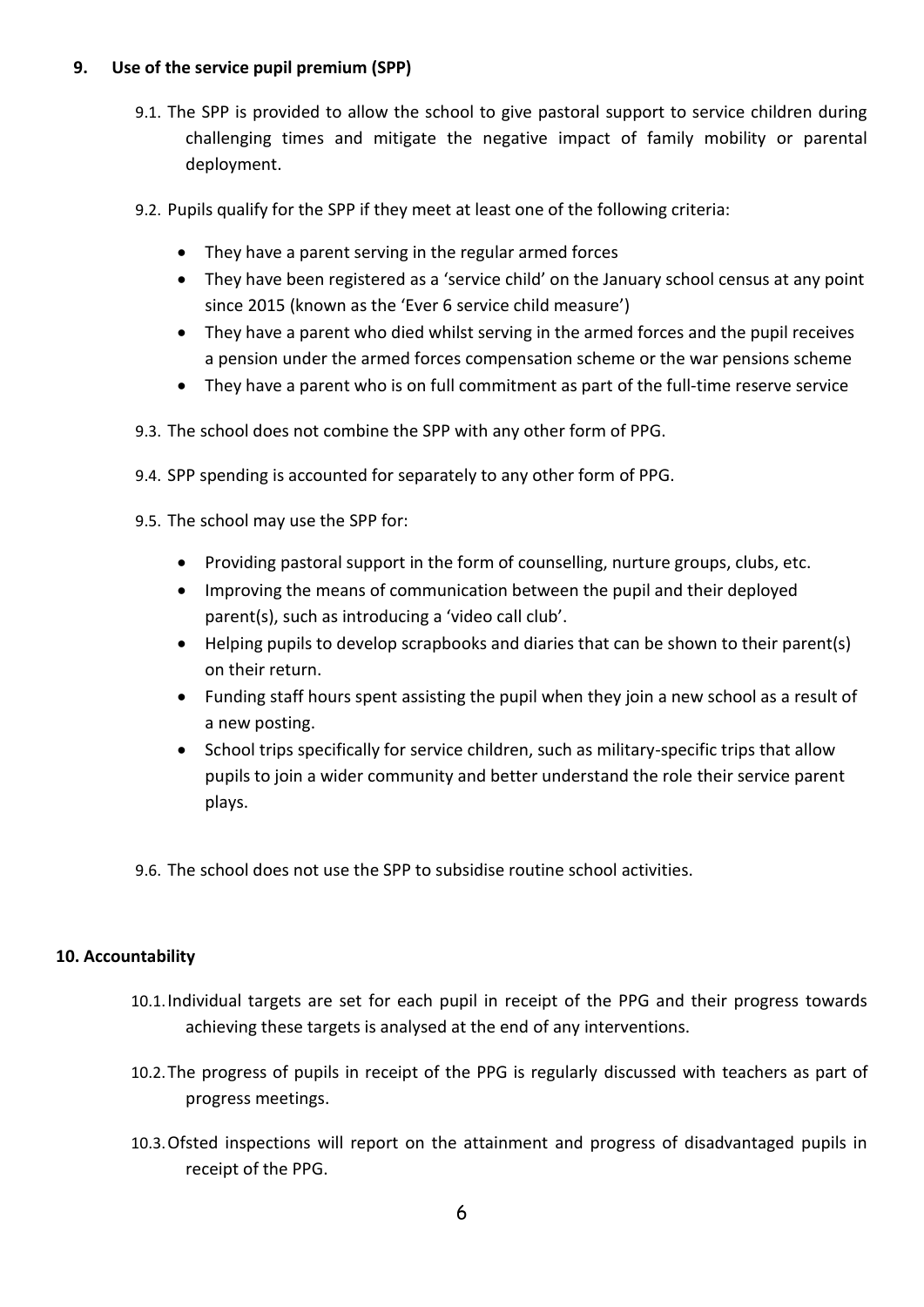## 9. Use of the service pupil premium (SPP)

9.1. The SPP is provided to allow the school to give pastoral support to service children during challenging times and mitigate the negative impact of family mobility or parental deployment.

9.2. Pupils qualify for the SPP if they meet at least one of the following criteria:

- They have a parent serving in the regular armed forces
- They have been registered as a 'service child' on the January school census at any point since 2015 (known as the 'Ever 6 service child measure')
- They have a parent who died whilst serving in the armed forces and the pupil receives a pension under the armed forces compensation scheme or the war pensions scheme
- They have a parent who is on full commitment as part of the full-time reserve service

9.3. The school does not combine the SPP with any other form of PPG.

9.4. SPP spending is accounted for separately to any other form of PPG.

9.5. The school may use the SPP for:

- Providing pastoral support in the form of counselling, nurture groups, clubs, etc.
- Improving the means of communication between the pupil and their deployed parent(s), such as introducing a 'video call club'.
- Helping pupils to develop scrapbooks and diaries that can be shown to their parent(s) on their return.
- Funding staff hours spent assisting the pupil when they join a new school as a result of a new posting.
- School trips specifically for service children, such as military-specific trips that allow pupils to join a wider community and better understand the role their service parent plays.

9.6. The school does not use the SPP to subsidise routine school activities.

## 10. Accountability

10.1. Individual targets are set for each pupil in receipt of the PPG and their progress towards achieving these targets is analysed at the end of any interventions.

10.2. The progress of pupils in receipt of the PPG is regularly discussed with teachers as part of progress meetings.

10.3. Ofsted inspections will report on the attainment and progress of disadvantaged pupils in receipt of the PPG.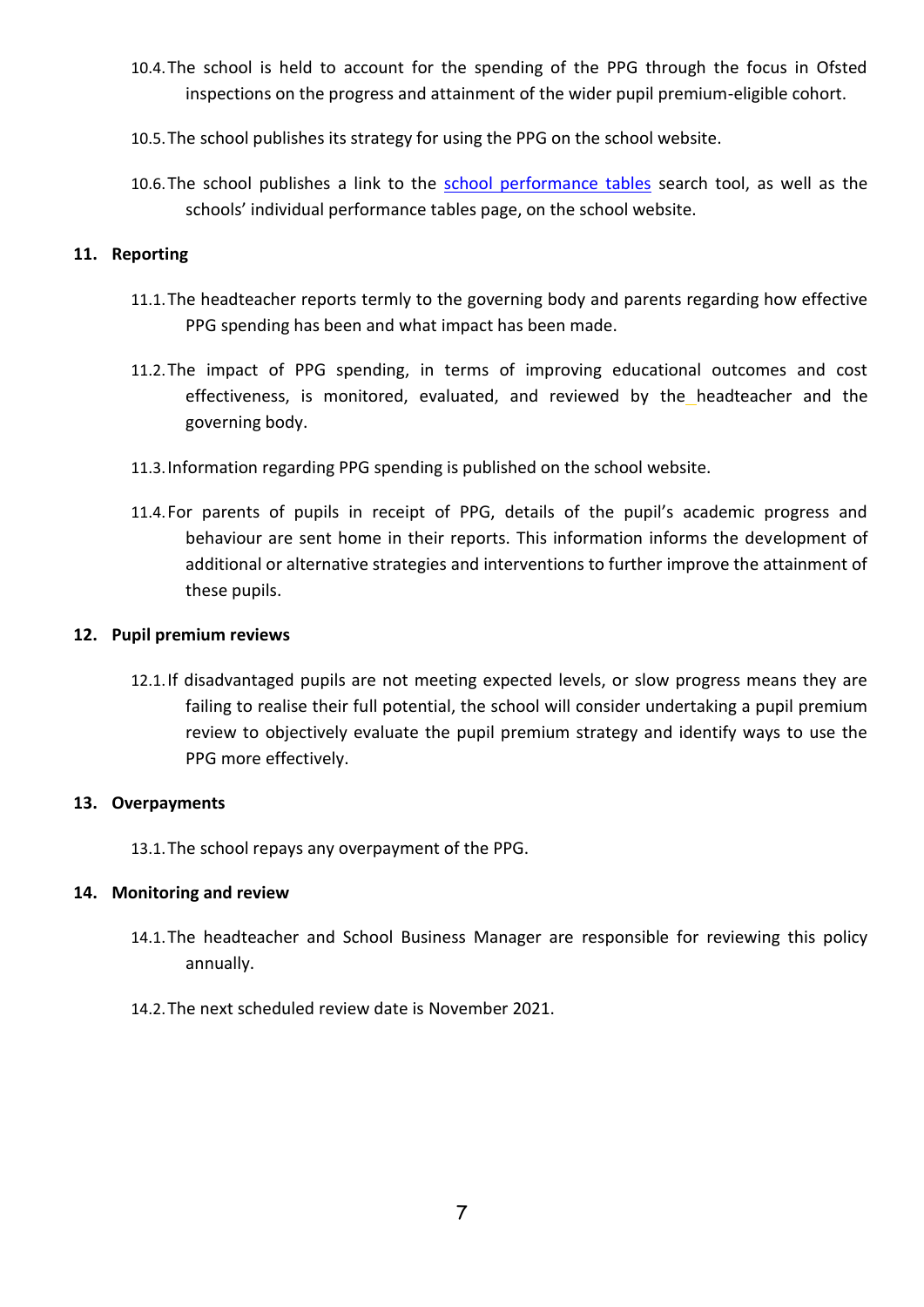10.4. The school is held to account for the spending of the PPG through the focus in Ofsted inspections on the progress and attainment of the wider pupil premium-eligible cohort.

10.5. The school publishes its strategy for using the PPG on the school website.

10.6. The school publishes a link to the school performance tables search tool, as well as the schools' individual performance tables page, on the school website.

## 11. Reporting

11.1. The headteacher reports termly to the governing body and parents regarding how effective PPG spending has been and what impact has been made.

11.2. The impact of PPG spending, in terms of improving educational outcomes and cost effectiveness, is monitored, evaluated, and reviewed by the headteacher and the governing body.

11.3. Information regarding PPG spending is published on the school website.

11.4. For parents of pupils in receipt of PPG, details of the pupil's academic progress and behaviour are sent home in their reports. This information informs the development of additional or alternative strategies and interventions to further improve the attainment of these pupils.

## 12. Pupil premium reviews

12.1. If disadvantaged pupils are not meeting expected levels, or slow progress means they are failing to realise their full potential, the school will consider undertaking a pupil premium review to objectively evaluate the pupil premium strategy and identify ways to use the PPG more effectively.

## 13. Overpayments

13.1. The school repays any overpayment of the PPG.

## 14. Monitoring and review

14.1. The headteacher and School Business Manager are responsible for reviewing this policy annually.

14.2. The next scheduled review date is November 2021.